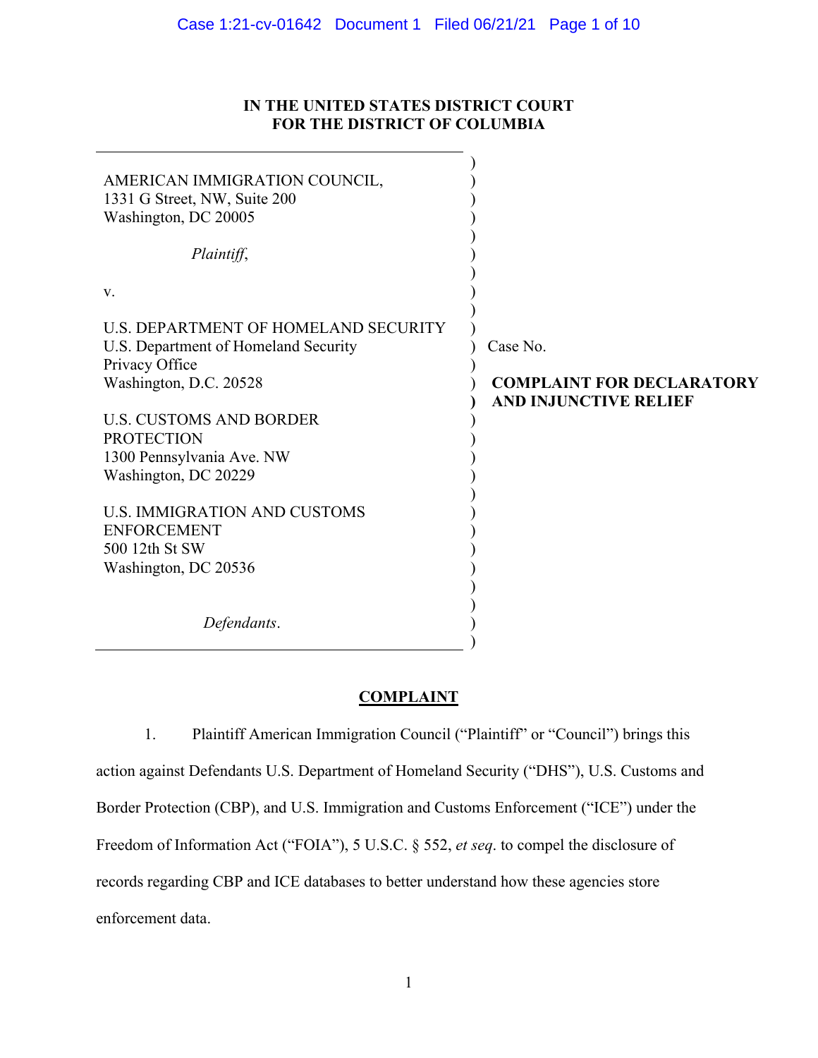**IN THE UNITED STATES DISTRICT COURT**
**FOR THE DISTRICT OF COLUMBIA**

AMERICAN IMMIGRATION COUNCIL,
1331 G Street, NW, Suite 200
Washington, DC 20005

*Plaintiff*,

v.

U.S. DEPARTMENT OF HOMELAND SECURITY
U.S. Department of Homeland Security
Privacy Office
Washington, D.C. 20528

U.S. CUSTOMS AND BORDER PROTECTION
1300 Pennsylvania Ave. NW
Washington, DC 20229

U.S. IMMIGRATION AND CUSTOMS ENFORCEMENT
500 12th St SW
Washington, DC 20536

*Defendants*.

Case No.

**COMPLAINT FOR DECLARATORY AND INJUNCTIVE RELIEF**

## COMPLAINT

1. Plaintiff American Immigration Council ("Plaintiff" or "Council") brings this action against Defendants U.S. Department of Homeland Security ("DHS"), U.S. Customs and Border Protection (CBP), and U.S. Immigration and Customs Enforcement ("ICE") under the Freedom of Information Act ("FOIA"), 5 U.S.C. § 552, *et seq*. to compel the disclosure of records regarding CBP and ICE databases to better understand how these agencies store enforcement data.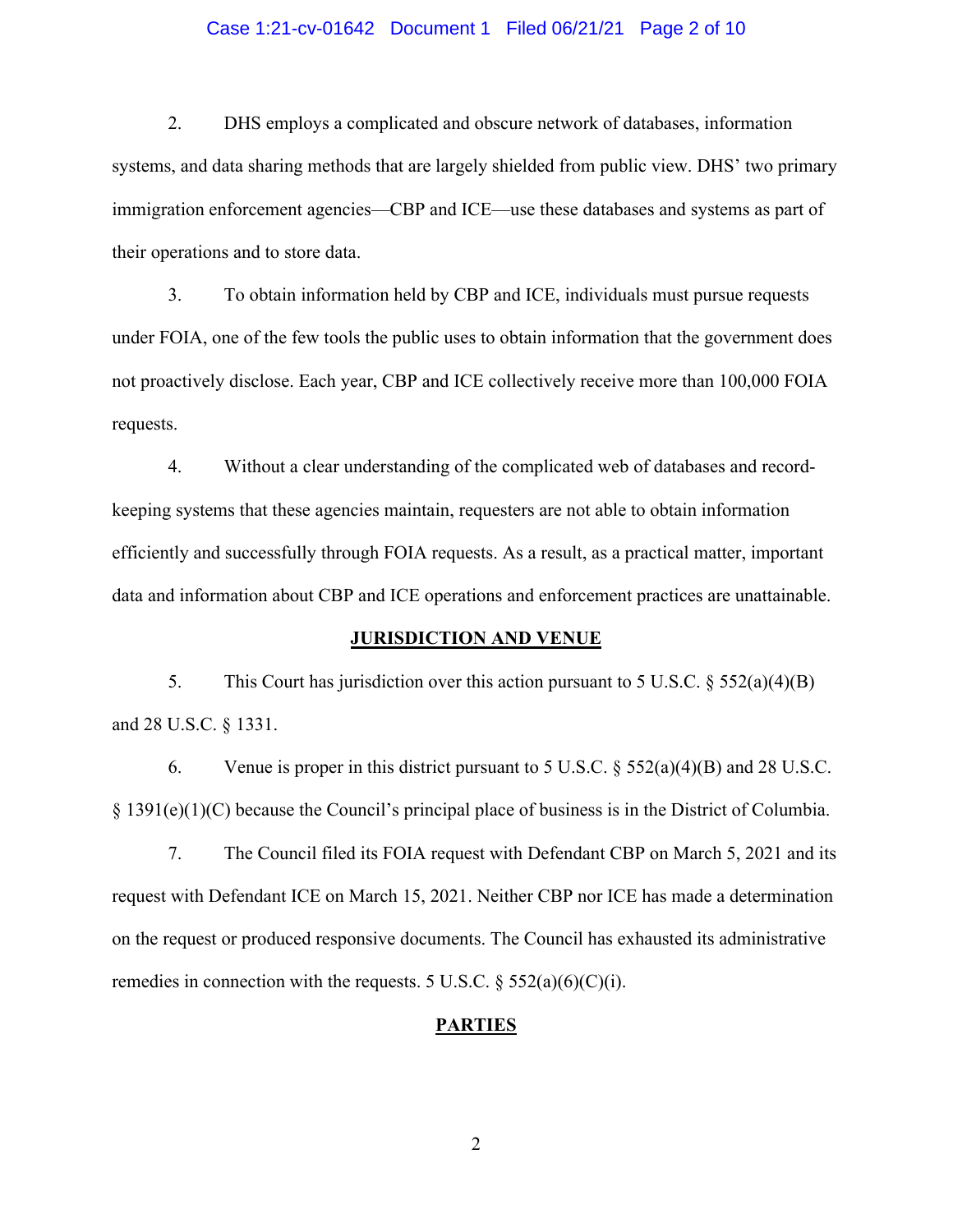2. DHS employs a complicated and obscure network of databases, information systems, and data sharing methods that are largely shielded from public view. DHS' two primary immigration enforcement agencies—CBP and ICE—use these databases and systems as part of their operations and to store data.

3. To obtain information held by CBP and ICE, individuals must pursue requests under FOIA, one of the few tools the public uses to obtain information that the government does not proactively disclose. Each year, CBP and ICE collectively receive more than 100,000 FOIA requests.

4. Without a clear understanding of the complicated web of databases and record-keeping systems that these agencies maintain, requesters are not able to obtain information efficiently and successfully through FOIA requests. As a result, as a practical matter, important data and information about CBP and ICE operations and enforcement practices are unattainable.

## JURISDICTION AND VENUE

5. This Court has jurisdiction over this action pursuant to 5 U.S.C. § 552(a)(4)(B) and 28 U.S.C. § 1331.

6. Venue is proper in this district pursuant to 5 U.S.C. § 552(a)(4)(B) and 28 U.S.C. § 1391(e)(1)(C) because the Council's principal place of business is in the District of Columbia.

7. The Council filed its FOIA request with Defendant CBP on March 5, 2021 and its request with Defendant ICE on March 15, 2021. Neither CBP nor ICE has made a determination on the request or produced responsive documents. The Council has exhausted its administrative remedies in connection with the requests. 5 U.S.C. § 552(a)(6)(C)(i).

## PARTIES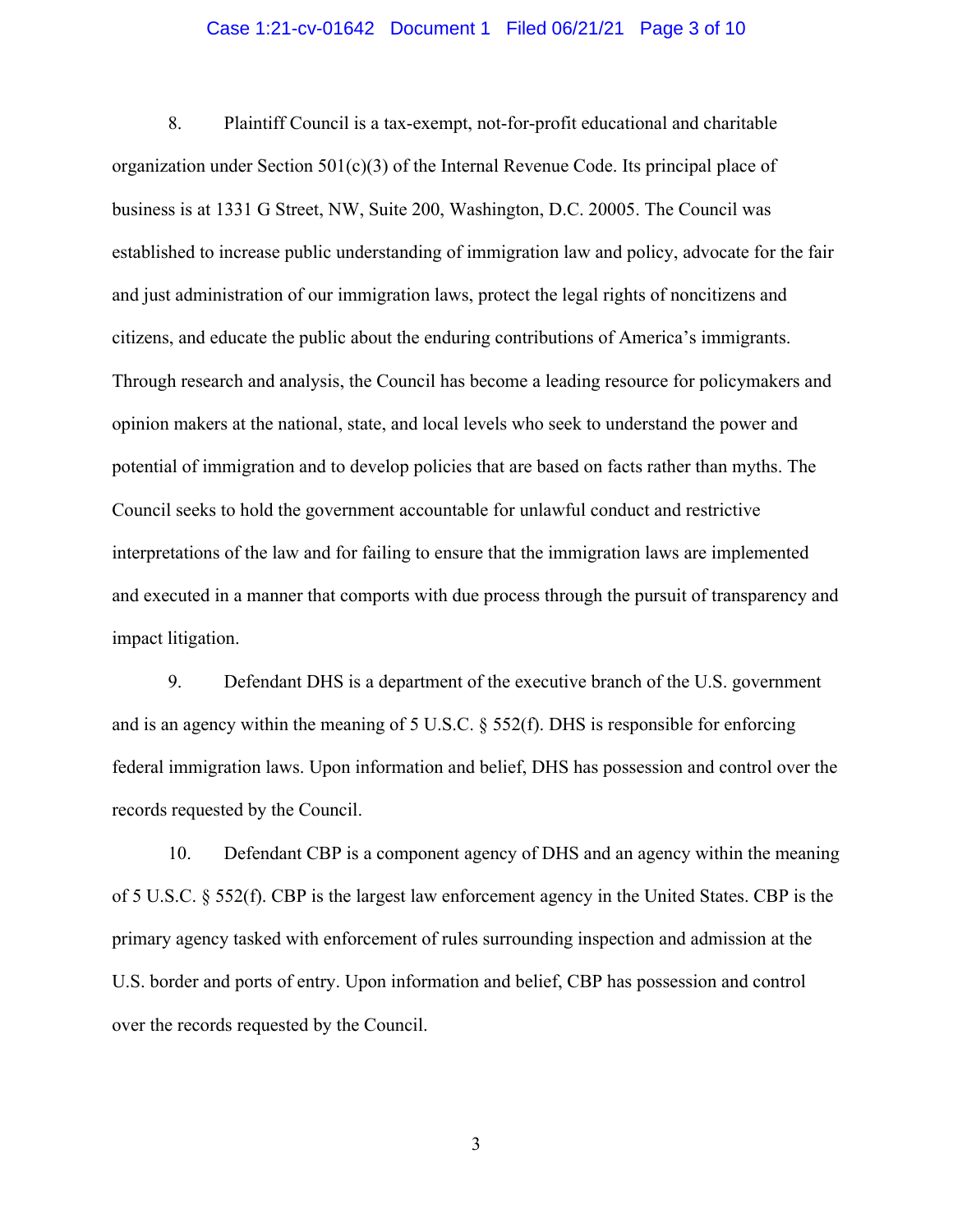8. Plaintiff Council is a tax-exempt, not-for-profit educational and charitable organization under Section 501(c)(3) of the Internal Revenue Code. Its principal place of business is at 1331 G Street, NW, Suite 200, Washington, D.C. 20005. The Council was established to increase public understanding of immigration law and policy, advocate for the fair and just administration of our immigration laws, protect the legal rights of noncitizens and citizens, and educate the public about the enduring contributions of America's immigrants. Through research and analysis, the Council has become a leading resource for policymakers and opinion makers at the national, state, and local levels who seek to understand the power and potential of immigration and to develop policies that are based on facts rather than myths. The Council seeks to hold the government accountable for unlawful conduct and restrictive interpretations of the law and for failing to ensure that the immigration laws are implemented and executed in a manner that comports with due process through the pursuit of transparency and impact litigation.

9. Defendant DHS is a department of the executive branch of the U.S. government and is an agency within the meaning of 5 U.S.C. § 552(f). DHS is responsible for enforcing federal immigration laws. Upon information and belief, DHS has possession and control over the records requested by the Council.

10. Defendant CBP is a component agency of DHS and an agency within the meaning of 5 U.S.C. § 552(f). CBP is the largest law enforcement agency in the United States. CBP is the primary agency tasked with enforcement of rules surrounding inspection and admission at the U.S. border and ports of entry. Upon information and belief, CBP has possession and control over the records requested by the Council.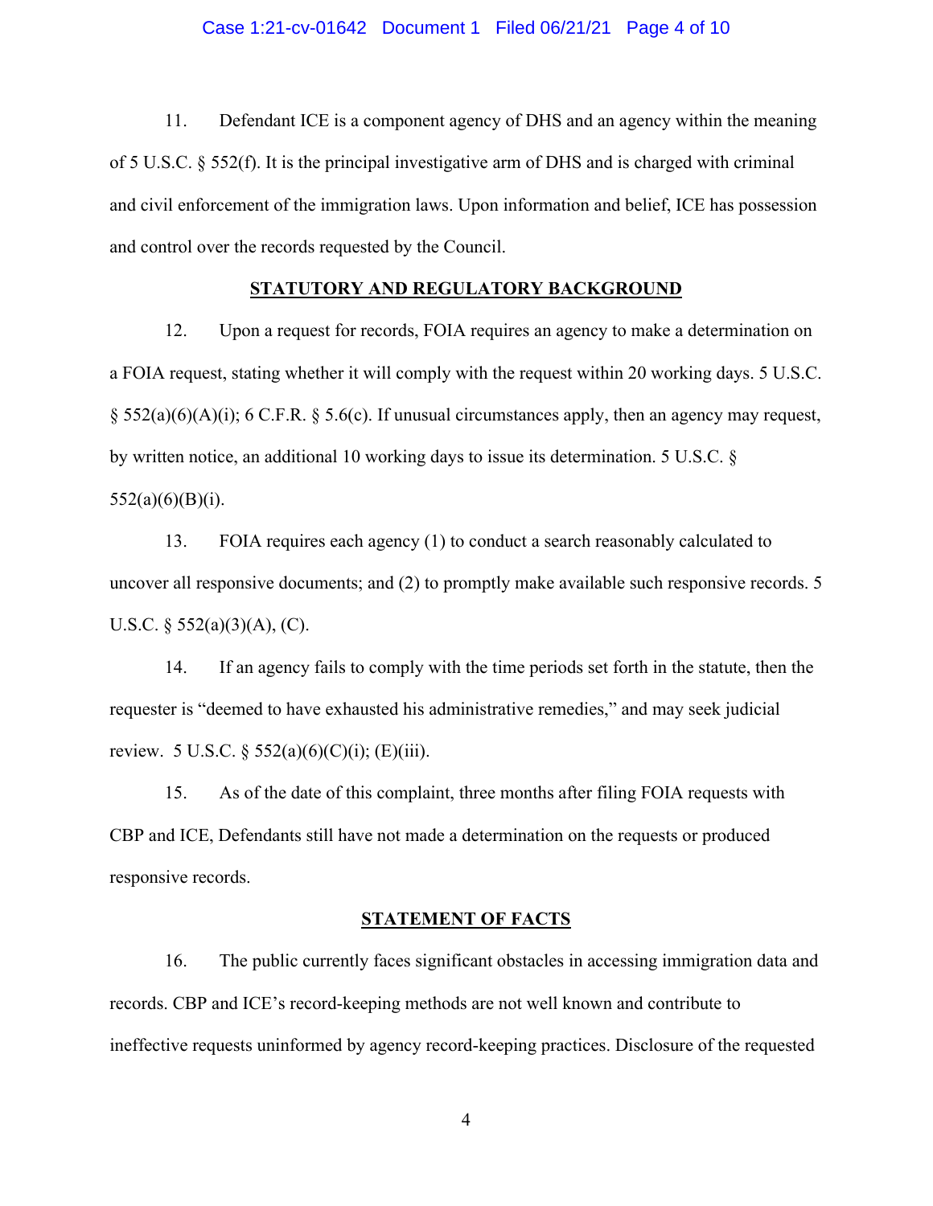11. Defendant ICE is a component agency of DHS and an agency within the meaning of 5 U.S.C. § 552(f). It is the principal investigative arm of DHS and is charged with criminal and civil enforcement of the immigration laws. Upon information and belief, ICE has possession and control over the records requested by the Council.

## STATUTORY AND REGULATORY BACKGROUND

12. Upon a request for records, FOIA requires an agency to make a determination on a FOIA request, stating whether it will comply with the request within 20 working days. 5 U.S.C. § 552(a)(6)(A)(i); 6 C.F.R. § 5.6(c). If unusual circumstances apply, then an agency may request, by written notice, an additional 10 working days to issue its determination. 5 U.S.C. § 552(a)(6)(B)(i).

13. FOIA requires each agency (1) to conduct a search reasonably calculated to uncover all responsive documents; and (2) to promptly make available such responsive records. 5 U.S.C. § 552(a)(3)(A), (C).

14. If an agency fails to comply with the time periods set forth in the statute, then the requester is "deemed to have exhausted his administrative remedies," and may seek judicial review. 5 U.S.C. § 552(a)(6)(C)(i); (E)(iii).

15. As of the date of this complaint, three months after filing FOIA requests with CBP and ICE, Defendants still have not made a determination on the requests or produced responsive records.

## STATEMENT OF FACTS

16. The public currently faces significant obstacles in accessing immigration data and records. CBP and ICE's record-keeping methods are not well known and contribute to ineffective requests uninformed by agency record-keeping practices. Disclosure of the requested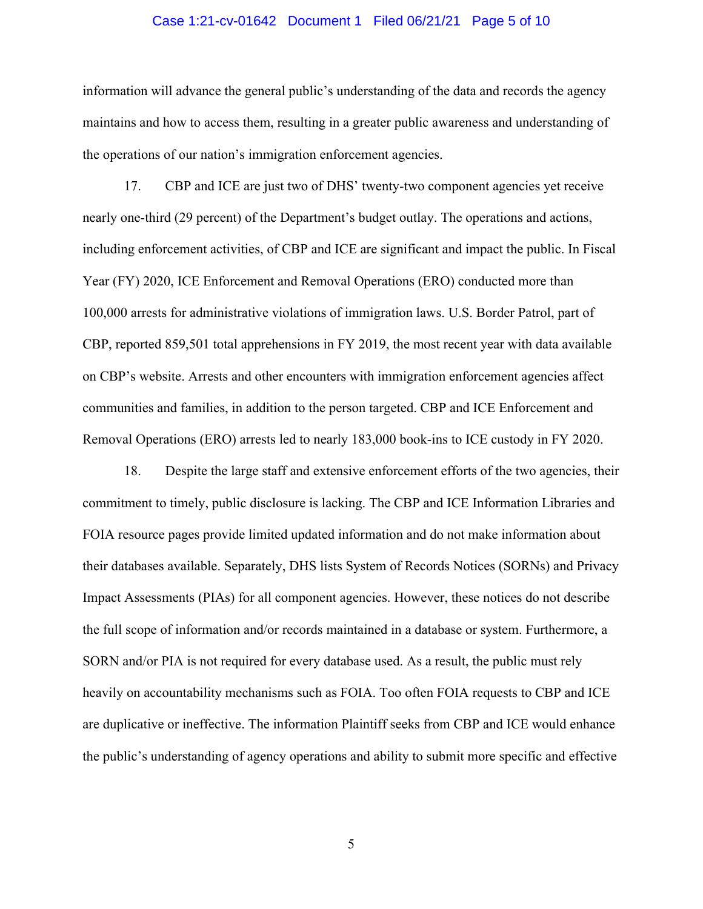information will advance the general public's understanding of the data and records the agency maintains and how to access them, resulting in a greater public awareness and understanding of the operations of our nation's immigration enforcement agencies.

17. CBP and ICE are just two of DHS' twenty-two component agencies yet receive nearly one-third (29 percent) of the Department's budget outlay. The operations and actions, including enforcement activities, of CBP and ICE are significant and impact the public. In Fiscal Year (FY) 2020, ICE Enforcement and Removal Operations (ERO) conducted more than 100,000 arrests for administrative violations of immigration laws. U.S. Border Patrol, part of CBP, reported 859,501 total apprehensions in FY 2019, the most recent year with data available on CBP's website. Arrests and other encounters with immigration enforcement agencies affect communities and families, in addition to the person targeted. CBP and ICE Enforcement and Removal Operations (ERO) arrests led to nearly 183,000 book-ins to ICE custody in FY 2020.

18. Despite the large staff and extensive enforcement efforts of the two agencies, their commitment to timely, public disclosure is lacking. The CBP and ICE Information Libraries and FOIA resource pages provide limited updated information and do not make information about their databases available. Separately, DHS lists System of Records Notices (SORNs) and Privacy Impact Assessments (PIAs) for all component agencies. However, these notices do not describe the full scope of information and/or records maintained in a database or system. Furthermore, a SORN and/or PIA is not required for every database used. As a result, the public must rely heavily on accountability mechanisms such as FOIA. Too often FOIA requests to CBP and ICE are duplicative or ineffective. The information Plaintiff seeks from CBP and ICE would enhance the public's understanding of agency operations and ability to submit more specific and effective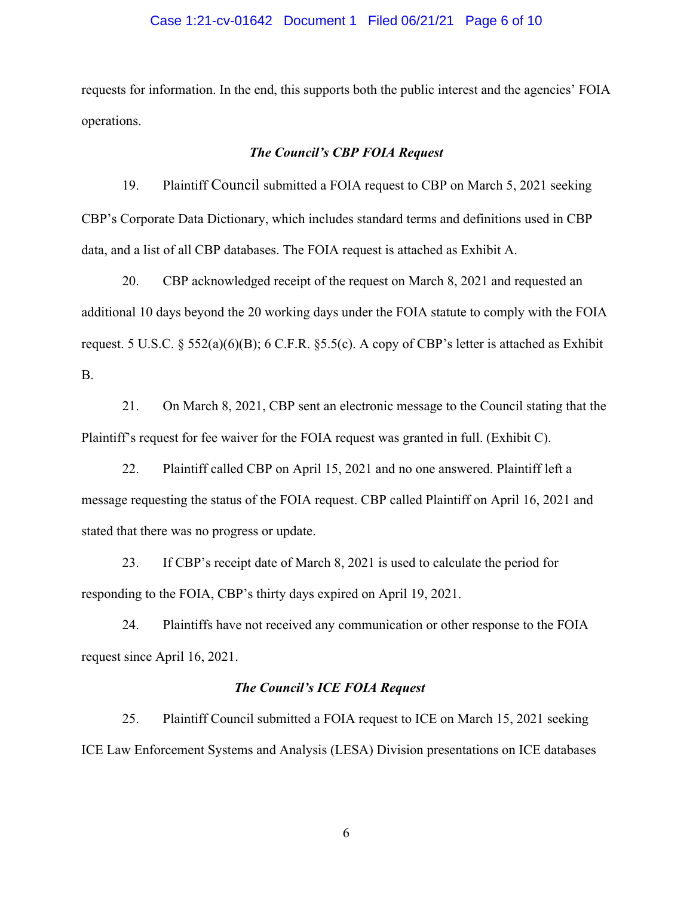requests for information. In the end, this supports both the public interest and the agencies' FOIA operations.

### *The Council's CBP FOIA Request*

19. Plaintiff Council submitted a FOIA request to CBP on March 5, 2021 seeking CBP's Corporate Data Dictionary, which includes standard terms and definitions used in CBP data, and a list of all CBP databases. The FOIA request is attached as Exhibit A.

20. CBP acknowledged receipt of the request on March 8, 2021 and requested an additional 10 days beyond the 20 working days under the FOIA statute to comply with the FOIA request. 5 U.S.C. § 552(a)(6)(B); 6 C.F.R. §5.5(c). A copy of CBP's letter is attached as Exhibit B.

21. On March 8, 2021, CBP sent an electronic message to the Council stating that the Plaintiff's request for fee waiver for the FOIA request was granted in full. (Exhibit C).

22. Plaintiff called CBP on April 15, 2021 and no one answered. Plaintiff left a message requesting the status of the FOIA request. CBP called Plaintiff on April 16, 2021 and stated that there was no progress or update.

23. If CBP's receipt date of March 8, 2021 is used to calculate the period for responding to the FOIA, CBP's thirty days expired on April 19, 2021.

24. Plaintiffs have not received any communication or other response to the FOIA request since April 16, 2021.

### *The Council's ICE FOIA Request*

25. Plaintiff Council submitted a FOIA request to ICE on March 15, 2021 seeking ICE Law Enforcement Systems and Analysis (LESA) Division presentations on ICE databases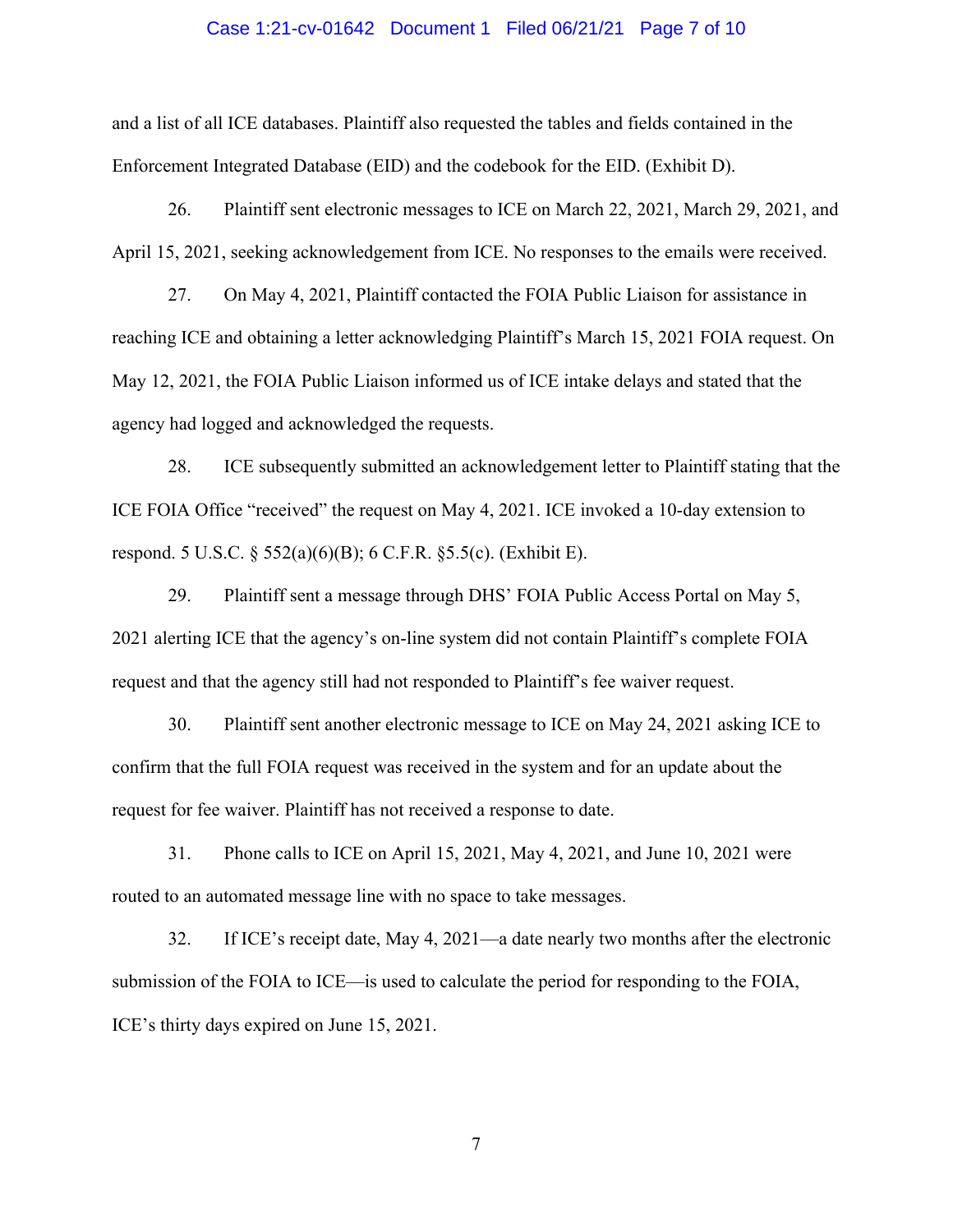and a list of all ICE databases. Plaintiff also requested the tables and fields contained in the Enforcement Integrated Database (EID) and the codebook for the EID. (Exhibit D).

26. Plaintiff sent electronic messages to ICE on March 22, 2021, March 29, 2021, and April 15, 2021, seeking acknowledgement from ICE. No responses to the emails were received.

27. On May 4, 2021, Plaintiff contacted the FOIA Public Liaison for assistance in reaching ICE and obtaining a letter acknowledging Plaintiff's March 15, 2021 FOIA request. On May 12, 2021, the FOIA Public Liaison informed us of ICE intake delays and stated that the agency had logged and acknowledged the requests.

28. ICE subsequently submitted an acknowledgement letter to Plaintiff stating that the ICE FOIA Office "received" the request on May 4, 2021. ICE invoked a 10-day extension to respond. 5 U.S.C. § 552(a)(6)(B); 6 C.F.R. §5.5(c). (Exhibit E).

29. Plaintiff sent a message through DHS' FOIA Public Access Portal on May 5, 2021 alerting ICE that the agency's on-line system did not contain Plaintiff's complete FOIA request and that the agency still had not responded to Plaintiff's fee waiver request.

30. Plaintiff sent another electronic message to ICE on May 24, 2021 asking ICE to confirm that the full FOIA request was received in the system and for an update about the request for fee waiver. Plaintiff has not received a response to date.

31. Phone calls to ICE on April 15, 2021, May 4, 2021, and June 10, 2021 were routed to an automated message line with no space to take messages.

32. If ICE's receipt date, May 4, 2021—a date nearly two months after the electronic submission of the FOIA to ICE—is used to calculate the period for responding to the FOIA, ICE's thirty days expired on June 15, 2021.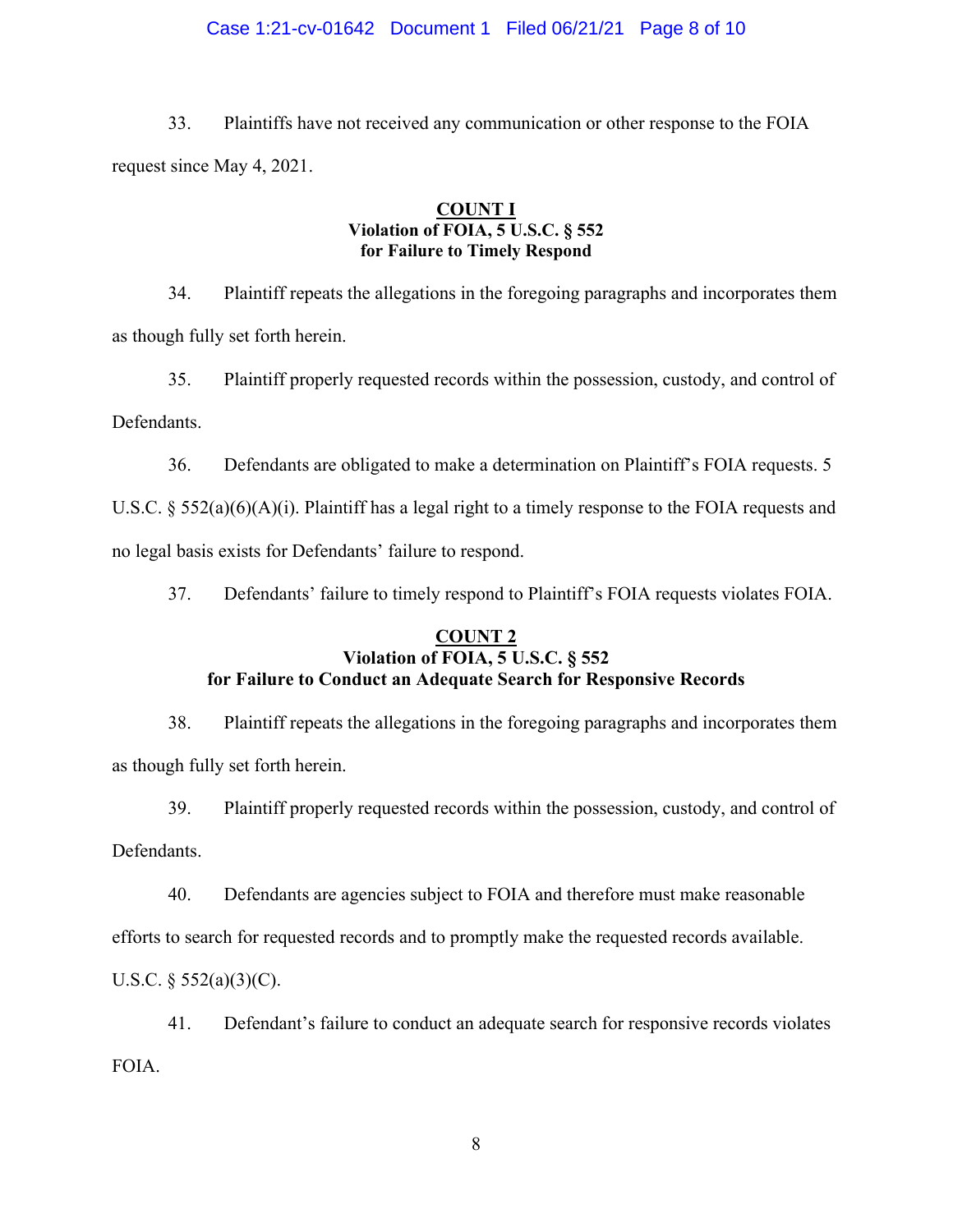33. Plaintiffs have not received any communication or other response to the FOIA request since May 4, 2021.

**COUNT I**
**Violation of FOIA, 5 U.S.C. § 552**
**for Failure to Timely Respond**

34. Plaintiff repeats the allegations in the foregoing paragraphs and incorporates them as though fully set forth herein.

35. Plaintiff properly requested records within the possession, custody, and control of Defendants.

36. Defendants are obligated to make a determination on Plaintiff's FOIA requests. 5 U.S.C. § 552(a)(6)(A)(i). Plaintiff has a legal right to a timely response to the FOIA requests and no legal basis exists for Defendants' failure to respond.

37. Defendants' failure to timely respond to Plaintiff's FOIA requests violates FOIA.

**COUNT 2**
**Violation of FOIA, 5 U.S.C. § 552**
**for Failure to Conduct an Adequate Search for Responsive Records**

38. Plaintiff repeats the allegations in the foregoing paragraphs and incorporates them as though fully set forth herein.

39. Plaintiff properly requested records within the possession, custody, and control of Defendants.

40. Defendants are agencies subject to FOIA and therefore must make reasonable efforts to search for requested records and to promptly make the requested records available. U.S.C. § 552(a)(3)(C).

41. Defendant's failure to conduct an adequate search for responsive records violates FOIA.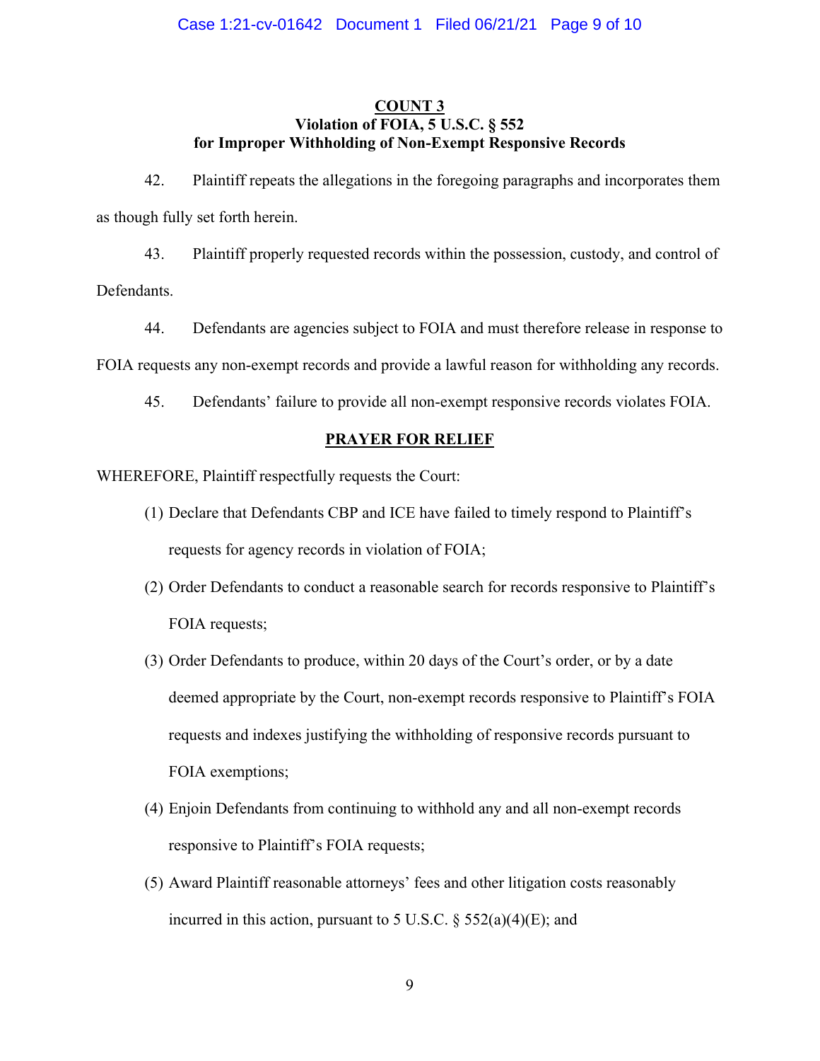**COUNT 3**
**Violation of FOIA, 5 U.S.C. § 552**
**for Improper Withholding of Non-Exempt Responsive Records**

42. Plaintiff repeats the allegations in the foregoing paragraphs and incorporates them as though fully set forth herein.

43. Plaintiff properly requested records within the possession, custody, and control of Defendants.

44. Defendants are agencies subject to FOIA and must therefore release in response to FOIA requests any non-exempt records and provide a lawful reason for withholding any records.

45. Defendants' failure to provide all non-exempt responsive records violates FOIA.

**PRAYER FOR RELIEF**

WHEREFORE, Plaintiff respectfully requests the Court:

(1) Declare that Defendants CBP and ICE have failed to timely respond to Plaintiff's requests for agency records in violation of FOIA;

(2) Order Defendants to conduct a reasonable search for records responsive to Plaintiff's FOIA requests;

(3) Order Defendants to produce, within 20 days of the Court's order, or by a date deemed appropriate by the Court, non-exempt records responsive to Plaintiff's FOIA requests and indexes justifying the withholding of responsive records pursuant to FOIA exemptions;

(4) Enjoin Defendants from continuing to withhold any and all non-exempt records responsive to Plaintiff's FOIA requests;

(5) Award Plaintiff reasonable attorneys' fees and other litigation costs reasonably incurred in this action, pursuant to 5 U.S.C. § 552(a)(4)(E); and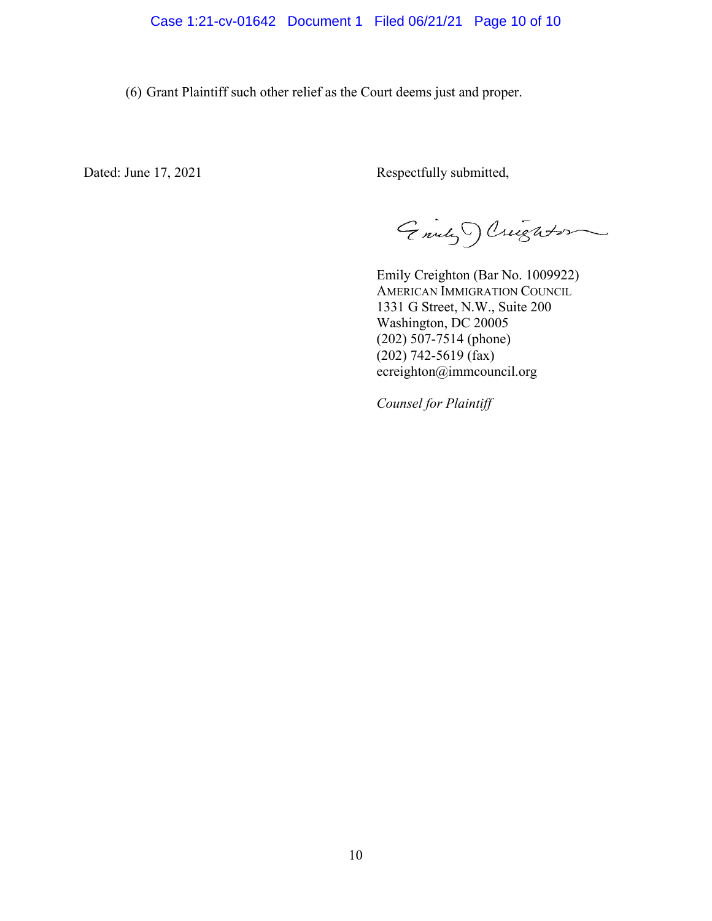(6) Grant Plaintiff such other relief as the Court deems just and proper.

Dated: June 17, 2021

Respectfully submitted,

Emily Creighton (Bar No. 1009922)
AMERICAN IMMIGRATION COUNCIL
1331 G Street, N.W., Suite 200
Washington, DC 20005
(202) 507-7514 (phone)
(202) 742-5619 (fax)
ecreighton@immcouncil.org

*Counsel for Plaintiff*